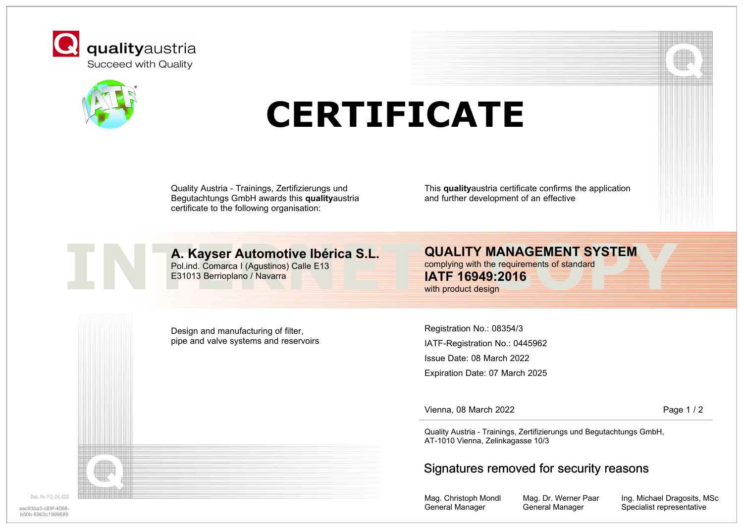qualityaustria
Succeed with Quality

# CERTIFICATE

Quality Austria - Trainings, Zertifizierungs und Begutachtungs GmbH awards this **quality**austria certificate to the following organisation:

This **quality**austria certificate confirms the application and further development of an effective

INTERNET COPY

## A. Kayser Automotive Ibérica S.L.

Pol.ind. Comarca I (Agustinos) Calle E13
E31013 Berrioplano / Navarra

## QUALITY MANAGEMENT SYSTEM

complying with the requirements of standard

## IATF 16949:2016

with product design

Design and manufacturing of filter, pipe and valve systems and reservoirs

Registration No.: 08354/3

IATF-Registration No.: 0445962

Issue Date: 08 March 2022

Expiration Date: 07 March 2025

Vienna, 08 March 2022

Quality Austria - Trainings, Zertifizierungs und Begutachtungs GmbH,
AT-1010 Vienna, Zelinkagasse 10/3

Signatures removed for security reasons

| Mag. Christoph Mondl | Mag. Dr. Werner Paar | Ing. Michael Dragosits, MSc |
| --- | --- | --- |
| General Manager | General Manager | Specialist representative |

Dok. Nr. FO_24_029

aac93ba3-c89f-4068-b50b-6963c1999689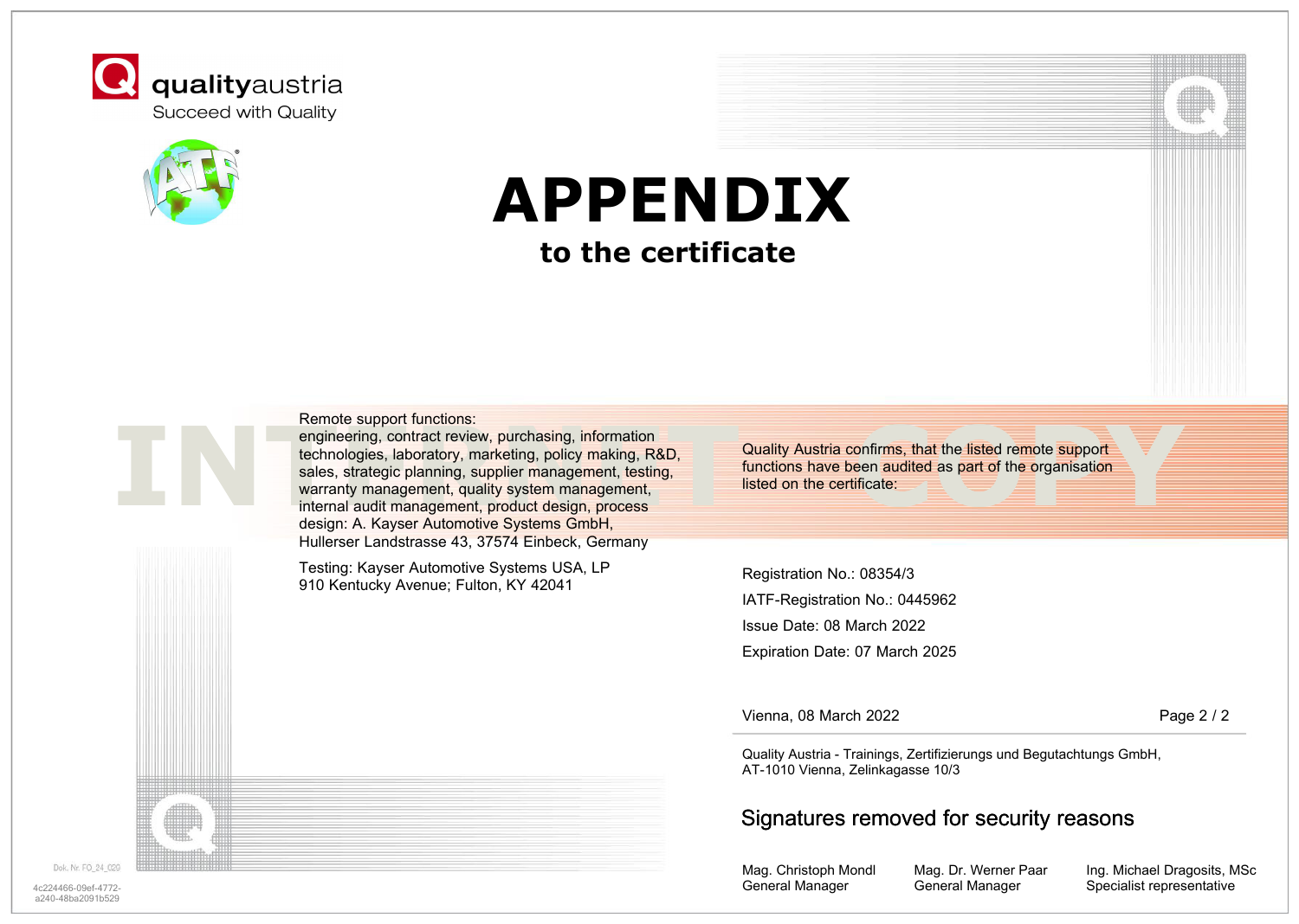qualityaustria
Succeed with Quality

# APPENDIX

## to the certificate

INTERNET COPY

Remote support functions:
engineering, contract review, purchasing, information technologies, laboratory, marketing, policy making, R&D, sales, strategic planning, supplier management, testing, warranty management, quality system management, internal audit management, product design, process design: A. Kayser Automotive Systems GmbH, Hullerser Landstrasse 43, 37574 Einbeck, Germany

Testing: Kayser Automotive Systems USA, LP
910 Kentucky Avenue; Fulton, KY 42041

Quality Austria confirms, that the listed remote support functions have been audited as part of the organisation listed on the certificate:

Registration No.: 08354/3

IATF-Registration No.: 0445962

Issue Date: 08 March 2022

Expiration Date: 07 March 2025

Vienna, 08 March 2022

Quality Austria - Trainings, Zertifizierungs und Begutachtungs GmbH,
AT-1010 Vienna, Zelinkagasse 10/3

Signatures removed for security reasons

| | | |
|---|---|---|
| Mag. Christoph Mondl<br>General Manager | Mag. Dr. Werner Paar<br>General Manager | Ing. Michael Dragosits, MSc<br>Specialist representative |

Dok. Nr. FO_24_029

4c224466-09ef-4772-a240-48ba2091b529